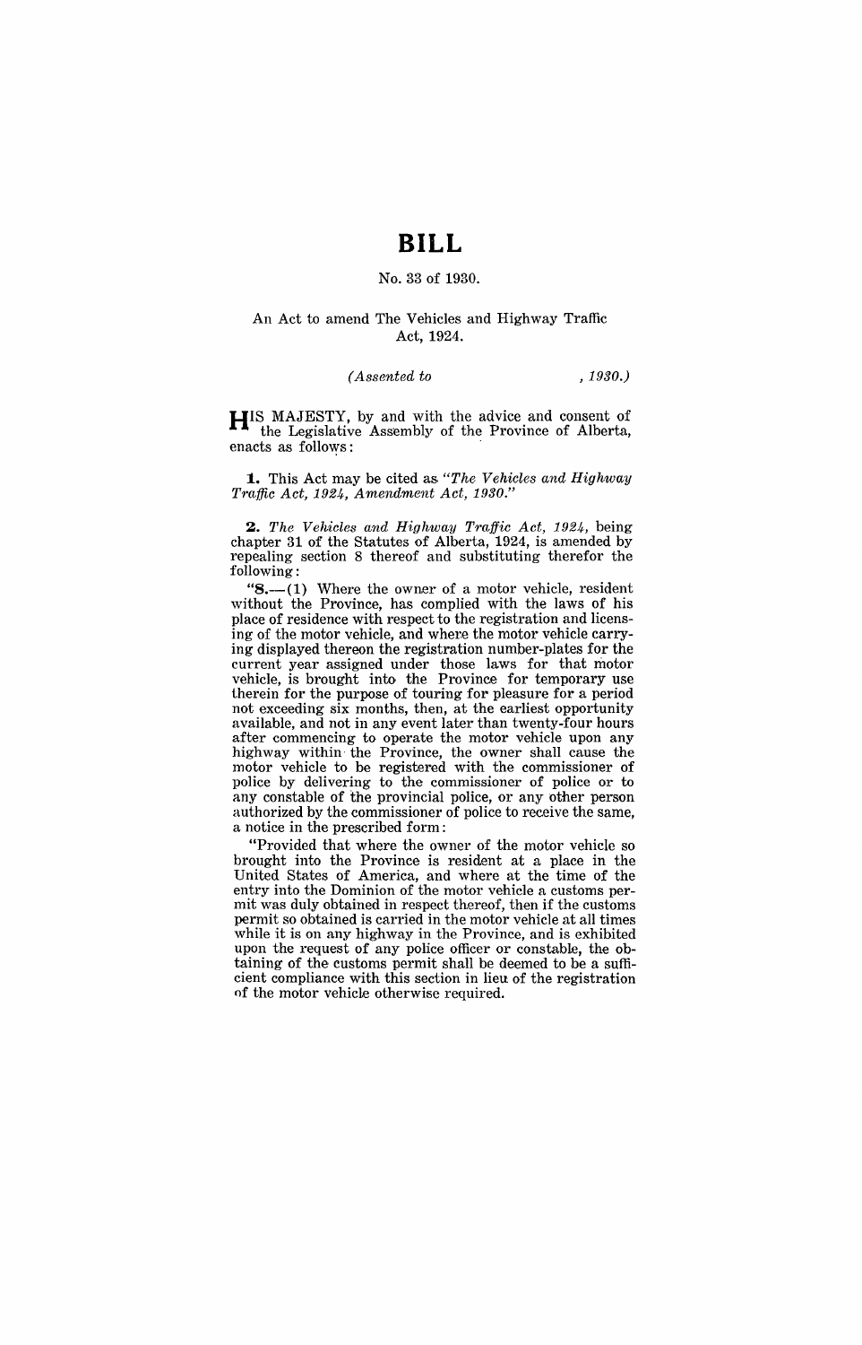# BILL

No. 33 of 1930.

An Act to amend The Vehicles and Highway Traffic Act, 1924.

*(Assented to , 1930.)*

HIS MAJESTY, by and with the advice and consent of the Legislative Assembly of the Province of Alberta, enacts as follows:

**1.** This Act may be cited as *"The Vehicles and Highway Traffic Act, 1924, Amendment Act, 1930."*

**2.** *The Vehicles and Highway Traffic Act, 1924,* being chapter 31 of the Statutes of Alberta, 1924, is amended by repealing section 8 thereof and substituting therefor the following:

"**8.**—(1) Where the owner of a motor vehicle, resident without the Province, has complied with the laws of his place of residence with respect to the registration and licensing of the motor vehicle, and where the motor vehicle carrying displayed thereon the registration number-plates for the current year assigned under those laws for that motor vehicle, is brought into the Province for temporary use therein for the purpose of touring for pleasure for a period not exceeding six months, then, at the earliest opportunity available, and not in any event later than twenty-four hours after commencing to operate the motor vehicle upon any highway within the Province, the owner shall cause the motor vehicle to be registered with the commissioner of police by delivering to the commissioner of police or to any constable of the provincial police, or any other person authorized by the commissioner of police to receive the same, a notice in the prescribed form:

"Provided that where the owner of the motor vehicle so brought into the Province is resident at a place in the United States of America, and where at the time of the entry into the Dominion of the motor vehicle a customs permit was duly obtained in respect thereof, then if the customs permit so obtained is carried in the motor vehicle at all times while it is on any highway in the Province, and is exhibited upon the request of any police officer or constable, the obtaining of the customs permit shall be deemed to be a sufficient compliance with this section in lieu of the registration of the motor vehicle otherwise required.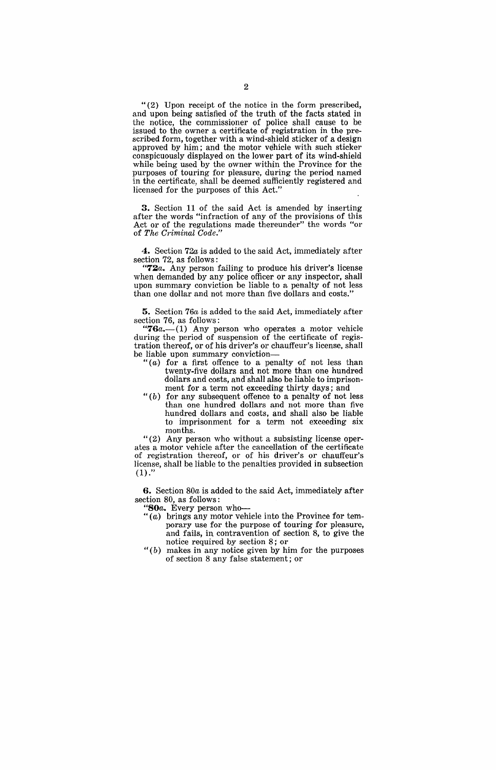"(2) Upon receipt of the notice in the form prescribed, and upon being satisfied of the truth of the facts stated in the notice, the commissioner of police shall cause to be issued to the owner a certificate of registration in the prescribed form, together with a wind-shield sticker of a design approved by him; and the motor vehicle with such sticker conspicuously displayed on the lower part of its wind-shield while being used by the owner within the Province for the purposes of touring for pleasure, during the period named in the certificate, shall be deemed sufficiently registered and licensed for the purposes of this Act."

**3.** Section 11 of the said Act is amended by inserting after the words "infraction of any of the provisions of this Act or of the regulations made thereunder" the words "or of *The Criminal Code*."

**4.** Section 72*a* is added to the said Act, immediately after section 72, as follows:

"**72*a*.** Any person failing to produce his driver's license when demanded by any police officer or any inspector, shall upon summary conviction be liable to a penalty of not less than one dollar and not more than five dollars and costs."

**5.** Section 76*a* is added to the said Act, immediately after section 76, as follows:

"**76*a*.**—(1) Any person who operates a motor vehicle during the period of suspension of the certificate of registration thereof, or of his driver's or chauffeur's license, shall be liable upon summary conviction—

"(*a*) for a first offence to a penalty of not less than twenty-five dollars and not more than one hundred dollars and costs, and shall also be liable to imprisonment for a term not exceeding thirty days; and

"(*b*) for any subsequent offence to a penalty of not less than one hundred dollars and not more than five hundred dollars and costs, and shall also be liable to imprisonment for a term not exceeding six months.

"(2) Any person who without a subsisting license operates a motor vehicle after the cancellation of the certificate of registration thereof, or of his driver's or chauffeur's license, shall be liable to the penalties provided in subsection (1)."

**6.** Section 80*a* is added to the said Act, immediately after section 80, as follows:

"**80*a*.** Every person who—

"(*a*) brings any motor vehicle into the Province for temporary use for the purpose of touring for pleasure, and fails, in contravention of section 8, to give the notice required by section 8; or

"(*b*) makes in any notice given by him for the purposes of section 8 any false statement; or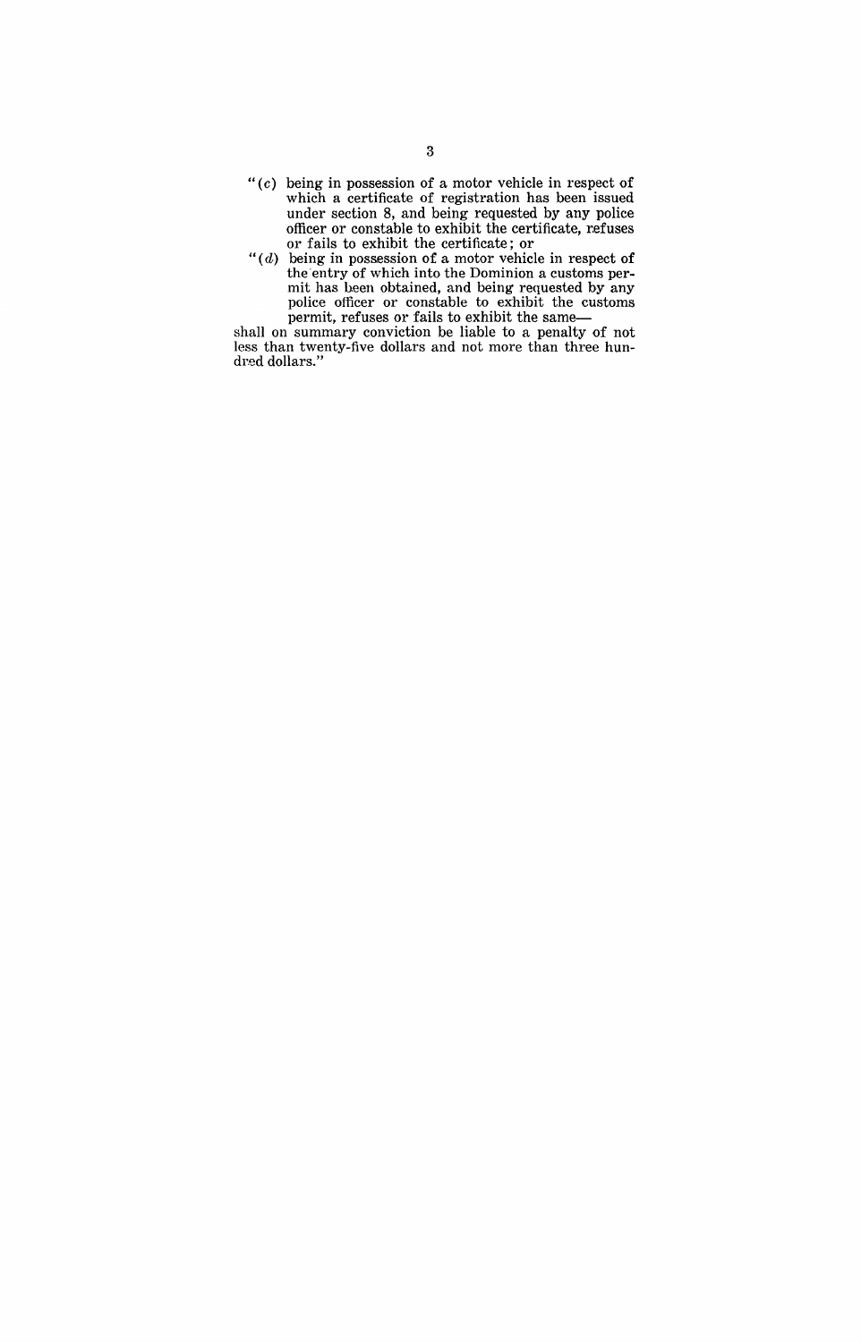"(*c*) being in possession of a motor vehicle in respect of which a certificate of registration has been issued under section 8, and being requested by any police officer or constable to exhibit the certificate, refuses or fails to exhibit the certificate; or

"(*d*) being in possession of a motor vehicle in respect of the entry of which into the Dominion a customs permit has been obtained, and being requested by any police officer or constable to exhibit the customs permit, refuses or fails to exhibit the same—

shall on summary conviction be liable to a penalty of not less than twenty-five dollars and not more than three hundred dollars."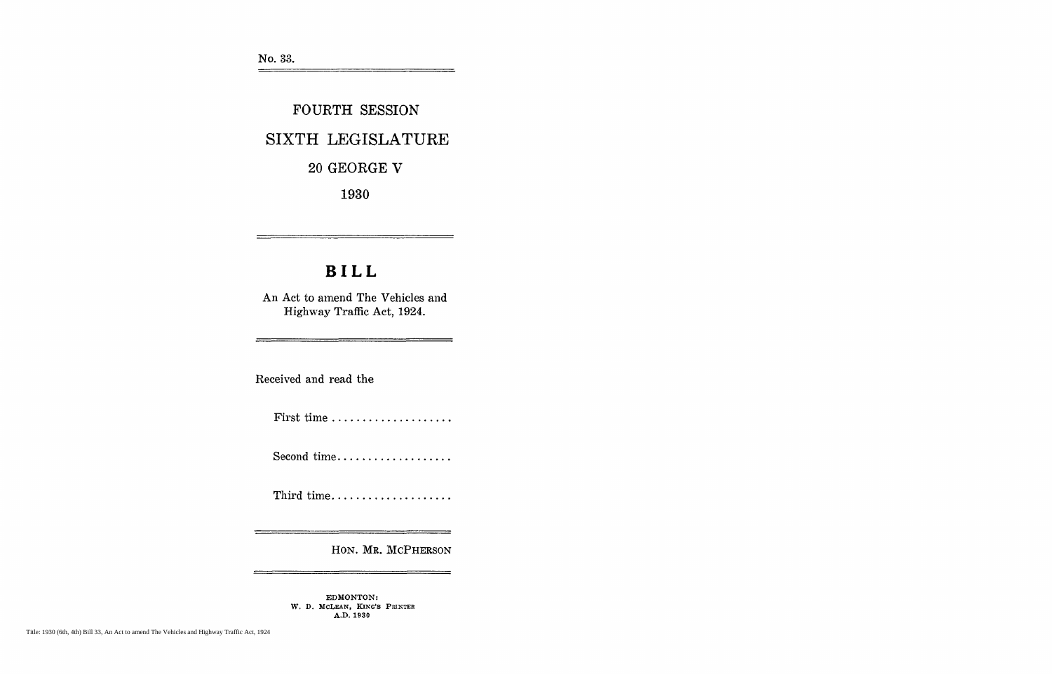No. 33.

# FOURTH SESSION

# SIXTH LEGISLATURE

## 20 GEORGE V

## 1930

# BILL

An Act to amend The Vehicles and Highway Traffic Act, 1924.

Received and read the

First time ....................

Second time ..................

Third time ...................

HON. MR. MCPHERSON

EDMONTON:
W. D. MCLEAN, KING'S PRINTER
A.D. 1930

Title: 1930 (6th, 4th) Bill 33, An Act to amend The Vehicles and Highway Traffic Act, 1924